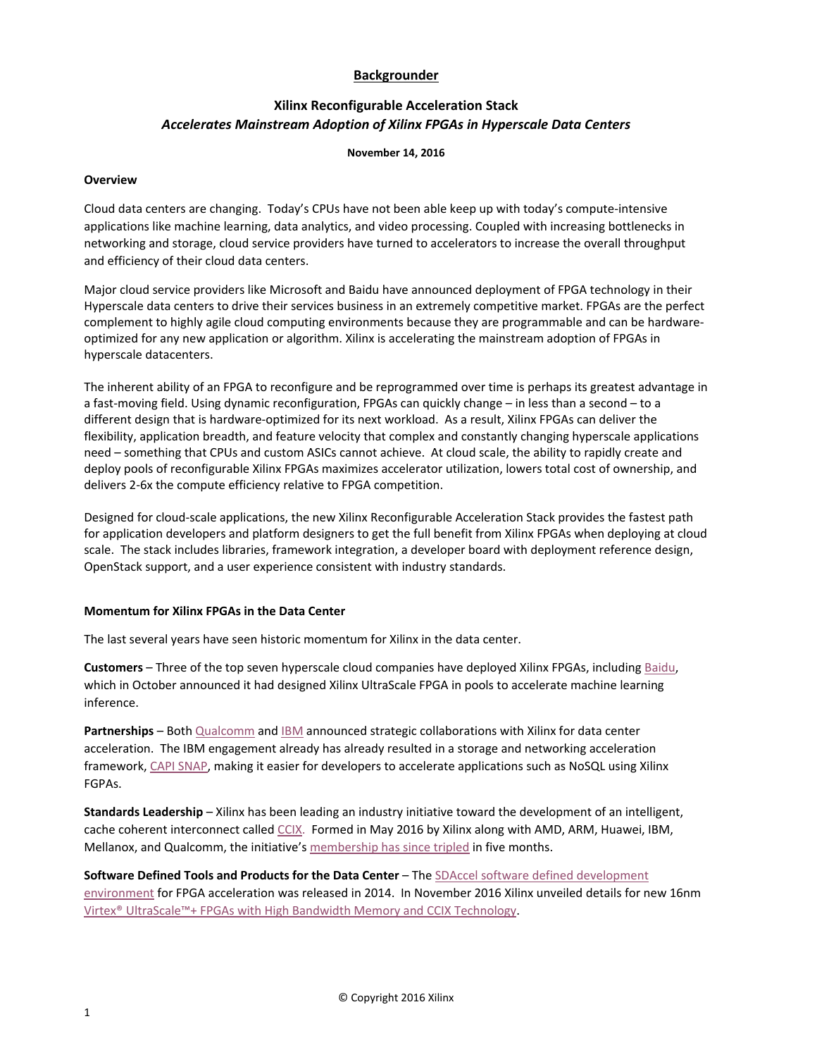# Backgrounder

## Xilinx Reconfigurable Acceleration Stack

### *Accelerates Mainstream Adoption of Xilinx FPGAs in Hyperscale Data Centers*

**November 14, 2016**

**Overview**

Cloud data centers are changing. Today's CPUs have not been able keep up with today's compute-intensive applications like machine learning, data analytics, and video processing. Coupled with increasing bottlenecks in networking and storage, cloud service providers have turned to accelerators to increase the overall throughput and efficiency of their cloud data centers.

Major cloud service providers like Microsoft and Baidu have announced deployment of FPGA technology in their Hyperscale data centers to drive their services business in an extremely competitive market. FPGAs are the perfect complement to highly agile cloud computing environments because they are programmable and can be hardware-optimized for any new application or algorithm. Xilinx is accelerating the mainstream adoption of FPGAs in hyperscale datacenters.

The inherent ability of an FPGA to reconfigure and be reprogrammed over time is perhaps its greatest advantage in a fast-moving field. Using dynamic reconfiguration, FPGAs can quickly change – in less than a second – to a different design that is hardware-optimized for its next workload. As a result, Xilinx FPGAs can deliver the flexibility, application breadth, and feature velocity that complex and constantly changing hyperscale applications need – something that CPUs and custom ASICs cannot achieve. At cloud scale, the ability to rapidly create and deploy pools of reconfigurable Xilinx FPGAs maximizes accelerator utilization, lowers total cost of ownership, and delivers 2-6x the compute efficiency relative to FPGA competition.

Designed for cloud-scale applications, the new Xilinx Reconfigurable Acceleration Stack provides the fastest path for application developers and platform designers to get the full benefit from Xilinx FPGAs when deploying at cloud scale. The stack includes libraries, framework integration, a developer board with deployment reference design, OpenStack support, and a user experience consistent with industry standards.

**Momentum for Xilinx FPGAs in the Data Center**

The last several years have seen historic momentum for Xilinx in the data center.

**Customers** – Three of the top seven hyperscale cloud companies have deployed Xilinx FPGAs, including Baidu, which in October announced it had designed Xilinx UltraScale FPGA in pools to accelerate machine learning inference.

**Partnerships** – Both Qualcomm and IBM announced strategic collaborations with Xilinx for data center acceleration. The IBM engagement already has already resulted in a storage and networking acceleration framework, CAPI SNAP, making it easier for developers to accelerate applications such as NoSQL using Xilinx FGPAs.

**Standards Leadership** – Xilinx has been leading an industry initiative toward the development of an intelligent, cache coherent interconnect called CCIX. Formed in May 2016 by Xilinx along with AMD, ARM, Huawei, IBM, Mellanox, and Qualcomm, the initiative's membership has since tripled in five months.

**Software Defined Tools and Products for the Data Center** – The SDAccel software defined development environment for FPGA acceleration was released in 2014. In November 2016 Xilinx unveiled details for new 16nm Virtex® UltraScale™+ FPGAs with High Bandwidth Memory and CCIX Technology.

© Copyright 2016 Xilinx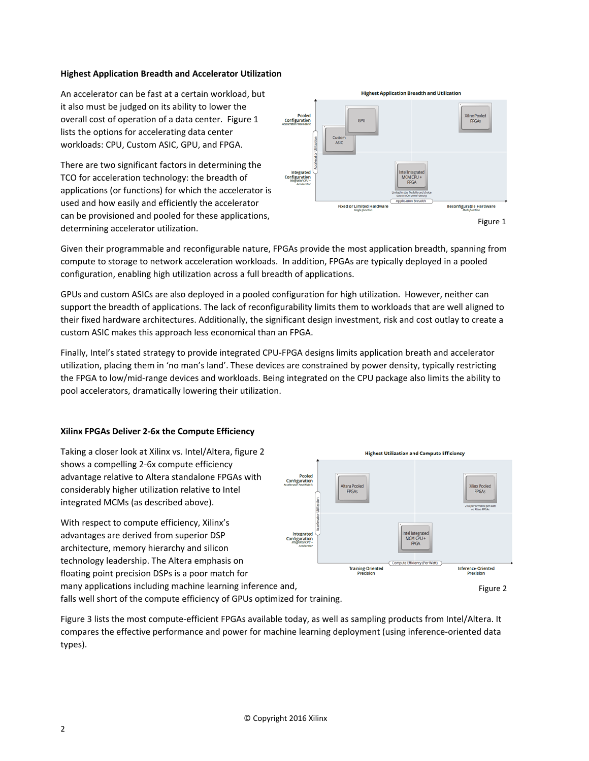**Highest Application Breadth and Accelerator Utilization**

An accelerator can be fast at a certain workload, but it also must be judged on its ability to lower the overall cost of operation of a data center. Figure 1 lists the options for accelerating data center workloads: CPU, Custom ASIC, GPU, and FPGA.

There are two significant factors in determining the TCO for acceleration technology: the breadth of applications (or functions) for which the accelerator is used and how easily and efficiently the accelerator can be provisioned and pooled for these applications, determining accelerator utilization.

Highest Application Breadth and Utilization

Pooled Configuration
Accelerator Pool/Fabric

Integrated Configuration
Integrated CPU + Accelerator

Accelerator Utilization

GPU

Custom ASIC

Xilinx Pooled FPGAs

Intel Integrated MCM CPU + FPGA

Limited in size, flexibility and choice due to MCM power density

Application Breadth

Fixed or Limited Hardware
Single function

Reconfigurable Hardware
Multi function

Figure 1

Given their programmable and reconfigurable nature, FPGAs provide the most application breadth, spanning from compute to storage to network acceleration workloads. In addition, FPGAs are typically deployed in a pooled configuration, enabling high utilization across a full breadth of applications.

GPUs and custom ASICs are also deployed in a pooled configuration for high utilization. However, neither can support the breadth of applications. The lack of reconfigurability limits them to workloads that are well aligned to their fixed hardware architectures. Additionally, the significant design investment, risk and cost outlay to create a custom ASIC makes this approach less economical than an FPGA.

Finally, Intel's stated strategy to provide integrated CPU-FPGA designs limits application breath and accelerator utilization, placing them in 'no man's land'. These devices are constrained by power density, typically restricting the FPGA to low/mid-range devices and workloads. Being integrated on the CPU package also limits the ability to pool accelerators, dramatically lowering their utilization.

**Xilinx FPGAs Deliver 2-6x the Compute Efficiency**

Taking a closer look at Xilinx vs. Intel/Altera, figure 2 shows a compelling 2-6x compute efficiency advantage relative to Altera standalone FPGAs with considerably higher utilization relative to Intel integrated MCMs (as described above).

With respect to compute efficiency, Xilinx's advantages are derived from superior DSP architecture, memory hierarchy and silicon technology leadership. The Altera emphasis on floating point precision DSPs is a poor match for many applications including machine learning inference and, falls well short of the compute efficiency of GPUs optimized for training.

Highest Utilization and Compute Efficiency

Pooled Configuration
Accelerator Pool/Fabric

Integrated Configuration
Integrated CPU + Accelerator

Accelerator Utilization

Altera Pooled FPGAs

Xilinx Pooled FPGAs

2-6x performance per watt vs. Altera FPGAs

Intel Integrated MCM CPU + FPGA

Compute Efficiency (Per Watt)

Training-Oriented Precision

Inference-Oriented Precision

Figure 2

Figure 3 lists the most compute-efficient FPGAs available today, as well as sampling products from Intel/Altera. It compares the effective performance and power for machine learning deployment (using inference-oriented data types).

© Copyright 2016 Xilinx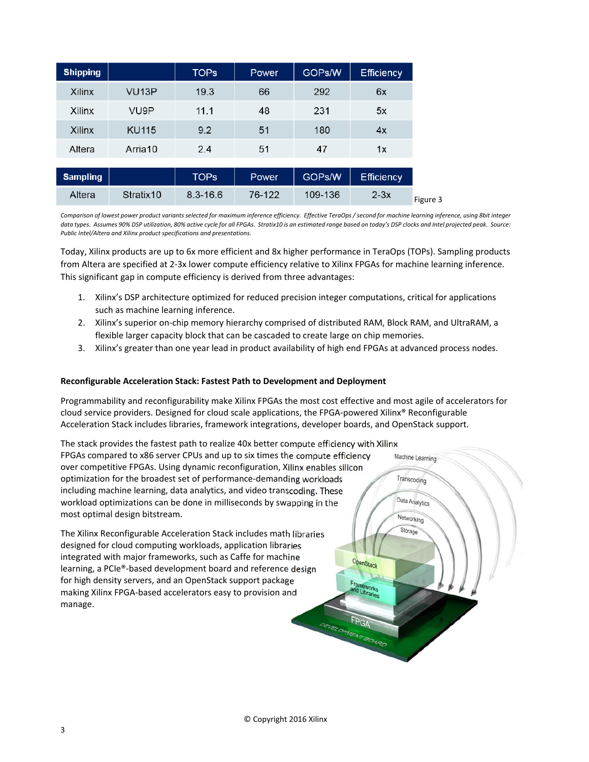| Shipping | | TOPs | Power | GOPs/W | Efficiency |
|---|---|---|---|---|---|
| Xilinx | VU13P | 19.3 | 66 | 292 | 6x |
| Xilinx | VU9P | 11.1 | 48 | 231 | 5x |
| Xilinx | KU115 | 9.2 | 51 | 180 | 4x |
| Altera | Arria10 | 2.4 | 51 | 47 | 1x |

| Sampling | | TOPs | Power | GOPs/W | Efficiency |
|---|---|---|---|---|---|
| Altera | Stratix10 | 8.3-16.6 | 76-122 | 109-136 | 2-3x |

Figure 3

*Comparison of lowest power product variants selected for maximum inference efficiency. Effective TeraOps / second for machine learning inference, using 8bit integer data types. Assumes 90% DSP utilization, 80% active cycle for all FPGAs. Stratix10 is an estimated range based on today's DSP clocks and Intel projected peak. Source: Public Intel/Altera and Xilinx product specifications and presentations.*

Today, Xilinx products are up to 6x more efficient and 8x higher performance in TeraOps (TOPs). Sampling products from Altera are specified at 2-3x lower compute efficiency relative to Xilinx FPGAs for machine learning inference. This significant gap in compute efficiency is derived from three advantages:

1. Xilinx's DSP architecture optimized for reduced precision integer computations, critical for applications such as machine learning inference.
2. Xilinx's superior on-chip memory hierarchy comprised of distributed RAM, Block RAM, and UltraRAM, a flexible larger capacity block that can be cascaded to create large on chip memories.
3. Xilinx's greater than one year lead in product availability of high end FPGAs at advanced process nodes.

### Reconfigurable Acceleration Stack: Fastest Path to Development and Deployment

Programmability and reconfigurability make Xilinx FPGAs the most cost effective and most agile of accelerators for cloud service providers. Designed for cloud scale applications, the FPGA-powered Xilinx® Reconfigurable Acceleration Stack includes libraries, framework integrations, developer boards, and OpenStack support.

The stack provides the fastest path to realize 40x better compute efficiency with Xilinx FPGAs compared to x86 server CPUs and up to six times the compute efficiency over competitive FPGAs. Using dynamic reconfiguration, Xilinx enables silicon optimization for the broadest set of performance-demanding workloads including machine learning, data analytics, and video transcoding. These workload optimizations can be done in milliseconds by swapping in the most optimal design bitstream.

The Xilinx Reconfigurable Acceleration Stack includes math libraries designed for cloud computing workloads, application libraries integrated with major frameworks, such as Caffe for machine learning, a PCIe®-based development board and reference design for high density servers, and an OpenStack support package making Xilinx FPGA-based accelerators easy to provision and manage.

Machine Learning
Transcoding
Data Analytics
Networking
Storage
OpenStack
Frameworks and Libraries
FPGA
DEVELOPMENT BOARD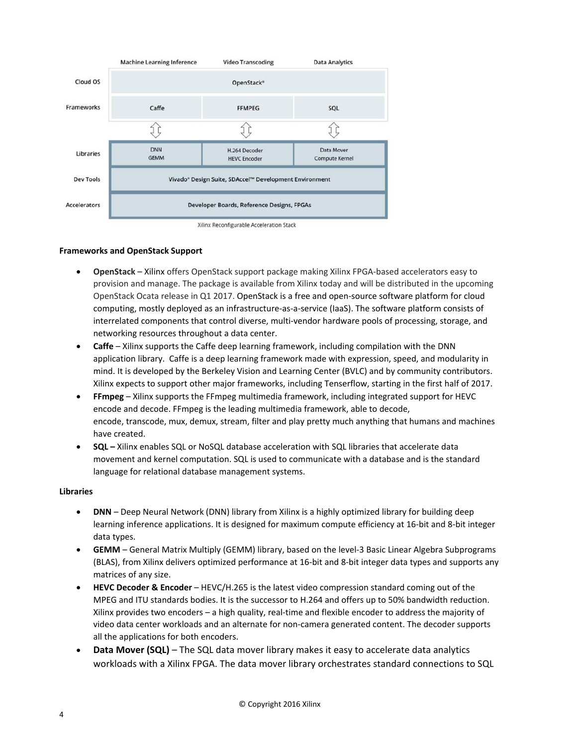Machine Learning Inference

Video Transcoding

Data Analytics

Cloud OS

OpenStack®

Frameworks

Caffe

FFMPEG

SQL

Libraries

DNN
GEMM

H.264 Decoder
HEVC Encoder

Data Mover
Compute Kernel

Dev Tools

Vivado® Design Suite, SDAccel™ Development Environment

Accelerators

Developer Boards, Reference Designs, FPGAs

Xilinx Reconfigurable Acceleration Stack

**Frameworks and OpenStack Support**

- **OpenStack** – Xilinx offers OpenStack support package making Xilinx FPGA-based accelerators easy to provision and manage. The package is available from Xilinx today and will be distributed in the upcoming OpenStack Ocata release in Q1 2017. OpenStack is a free and open-source software platform for cloud computing, mostly deployed as an infrastructure-as-a-service (IaaS). The software platform consists of interrelated components that control diverse, multi-vendor hardware pools of processing, storage, and networking resources throughout a data center.
- **Caffe** – Xilinx supports the Caffe deep learning framework, including compilation with the DNN application library. Caffe is a deep learning framework made with expression, speed, and modularity in mind. It is developed by the Berkeley Vision and Learning Center (BVLC) and by community contributors. Xilinx expects to support other major frameworks, including Tenserflow, starting in the first half of 2017.
- **FFmpeg** – Xilinx supports the FFmpeg multimedia framework, including integrated support for HEVC encode and decode. FFmpeg is the leading multimedia framework, able to decode, encode, transcode, mux, demux, stream, filter and play pretty much anything that humans and machines have created.
- **SQL –** Xilinx enables SQL or NoSQL database acceleration with SQL libraries that accelerate data movement and kernel computation. SQL is used to communicate with a database and is the standard language for relational database management systems.

**Libraries**

- **DNN** – Deep Neural Network (DNN) library from Xilinx is a highly optimized library for building deep learning inference applications. It is designed for maximum compute efficiency at 16-bit and 8-bit integer data types.
- **GEMM** – General Matrix Multiply (GEMM) library, based on the level-3 Basic Linear Algebra Subprograms (BLAS), from Xilinx delivers optimized performance at 16-bit and 8-bit integer data types and supports any matrices of any size.
- **HEVC Decoder & Encoder** – HEVC/H.265 is the latest video compression standard coming out of the MPEG and ITU standards bodies. It is the successor to H.264 and offers up to 50% bandwidth reduction. Xilinx provides two encoders – a high quality, real-time and flexible encoder to address the majority of video data center workloads and an alternate for non-camera generated content. The decoder supports all the applications for both encoders.
- **Data Mover (SQL)** – The SQL data mover library makes it easy to accelerate data analytics workloads with a Xilinx FPGA. The data mover library orchestrates standard connections to SQL

© Copyright 2016 Xilinx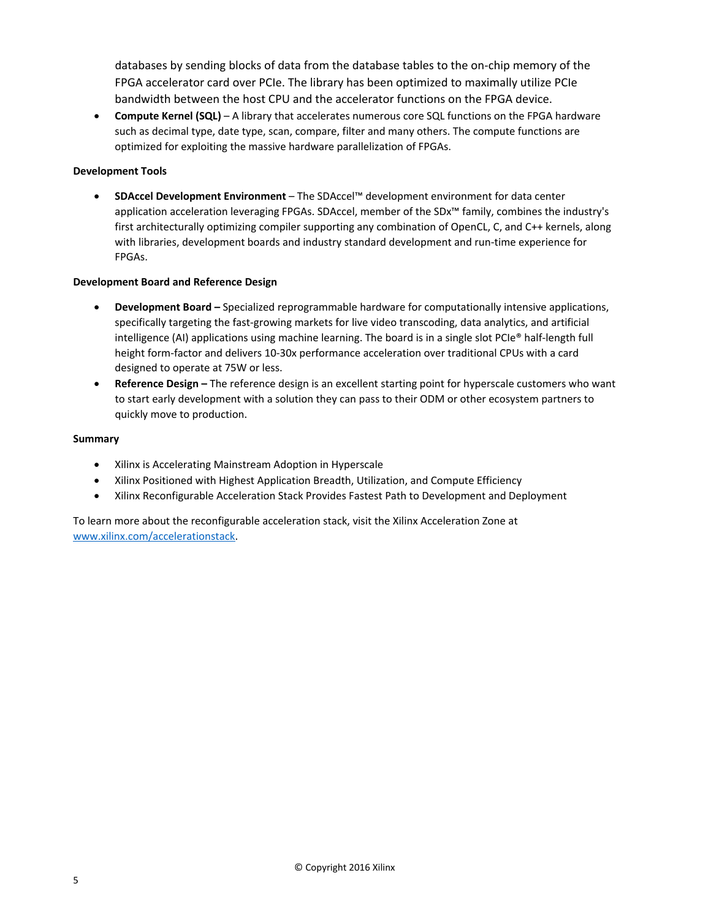databases by sending blocks of data from the database tables to the on-chip memory of the FPGA accelerator card over PCIe. The library has been optimized to maximally utilize PCIe bandwidth between the host CPU and the accelerator functions on the FPGA device.

- **Compute Kernel (SQL)** – A library that accelerates numerous core SQL functions on the FPGA hardware such as decimal type, date type, scan, compare, filter and many others. The compute functions are optimized for exploiting the massive hardware parallelization of FPGAs.

**Development Tools**

- **SDAccel Development Environment** – The SDAccel™ development environment for data center application acceleration leveraging FPGAs. SDAccel, member of the SDx™ family, combines the industry's first architecturally optimizing compiler supporting any combination of OpenCL, C, and C++ kernels, along with libraries, development boards and industry standard development and run-time experience for FPGAs.

**Development Board and Reference Design**

- **Development Board –** Specialized reprogrammable hardware for computationally intensive applications, specifically targeting the fast-growing markets for live video transcoding, data analytics, and artificial intelligence (AI) applications using machine learning. The board is in a single slot PCIe® half-length full height form-factor and delivers 10-30x performance acceleration over traditional CPUs with a card designed to operate at 75W or less.
- **Reference Design –** The reference design is an excellent starting point for hyperscale customers who want to start early development with a solution they can pass to their ODM or other ecosystem partners to quickly move to production.

**Summary**

- Xilinx is Accelerating Mainstream Adoption in Hyperscale
- Xilinx Positioned with Highest Application Breadth, Utilization, and Compute Efficiency
- Xilinx Reconfigurable Acceleration Stack Provides Fastest Path to Development and Deployment

To learn more about the reconfigurable acceleration stack, visit the Xilinx Acceleration Zone at [www.xilinx.com/accelerationstack](http://www.xilinx.com/accelerationstack).